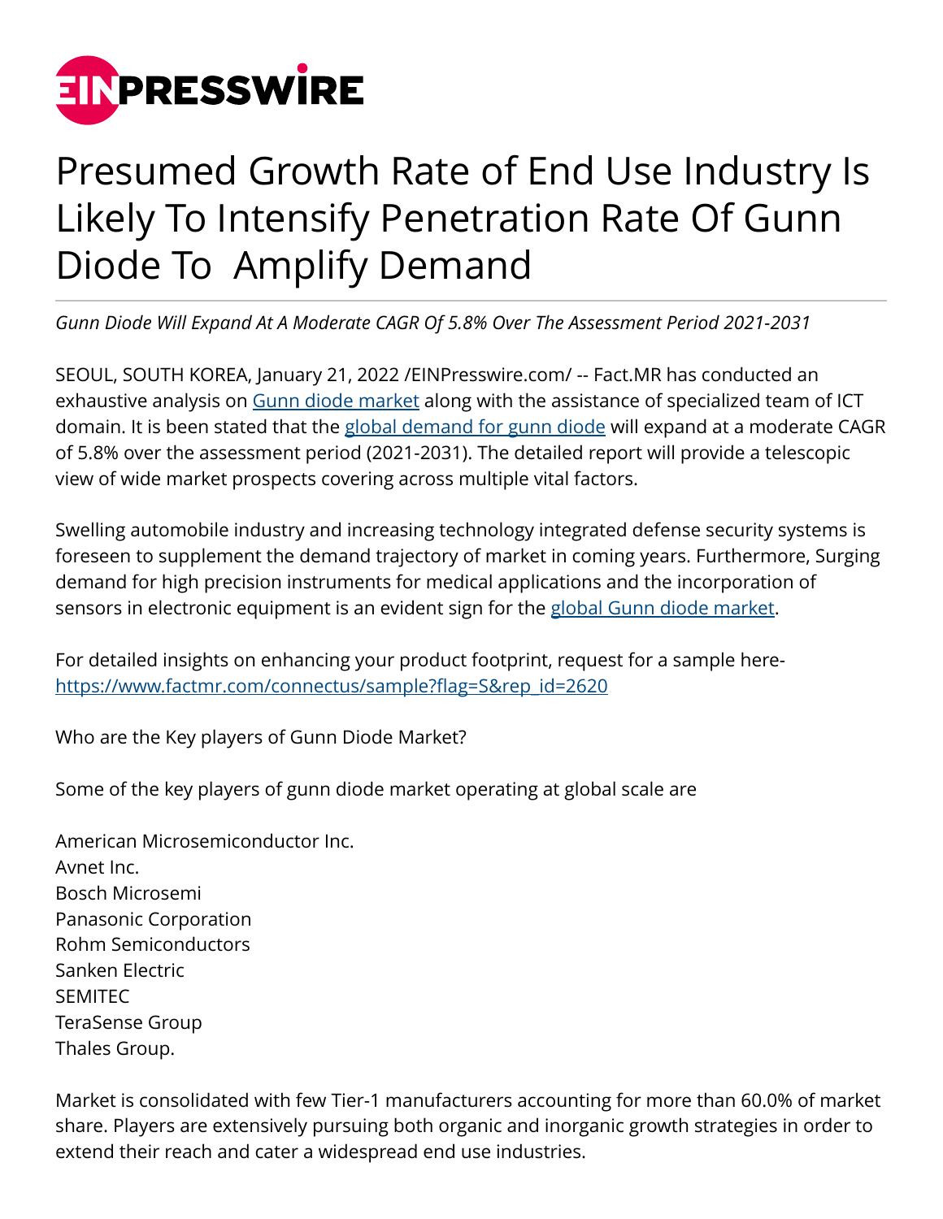# Presumed Growth Rate of End Use Industry Is Likely To Intensify Penetration Rate Of Gunn Diode To Amplify Demand

*Gunn Diode Will Expand At A Moderate CAGR Of 5.8% Over The Assessment Period 2021-2031*

SEOUL, SOUTH KOREA, January 21, 2022 /EINPresswire.com/ -- Fact.MR has conducted an exhaustive analysis on Gunn diode market along with the assistance of specialized team of ICT domain. It is been stated that the global demand for gunn diode will expand at a moderate CAGR of 5.8% over the assessment period (2021-2031). The detailed report will provide a telescopic view of wide market prospects covering across multiple vital factors.

Swelling automobile industry and increasing technology integrated defense security systems is foreseen to supplement the demand trajectory of market in coming years. Furthermore, Surging demand for high precision instruments for medical applications and the incorporation of sensors in electronic equipment is an evident sign for the global Gunn diode market.

For detailed insights on enhancing your product footprint, request for a sample here- https://www.factmr.com/connectus/sample?flag=S&rep_id=2620

Who are the Key players of Gunn Diode Market?

Some of the key players of gunn diode market operating at global scale are

American Microsemiconductor Inc.
Avnet Inc.
Bosch Microsemi
Panasonic Corporation
Rohm Semiconductors
Sanken Electric
SEMITEC
TeraSense Group
Thales Group.

Market is consolidated with few Tier-1 manufacturers accounting for more than 60.0% of market share. Players are extensively pursuing both organic and inorganic growth strategies in order to extend their reach and cater a widespread end use industries.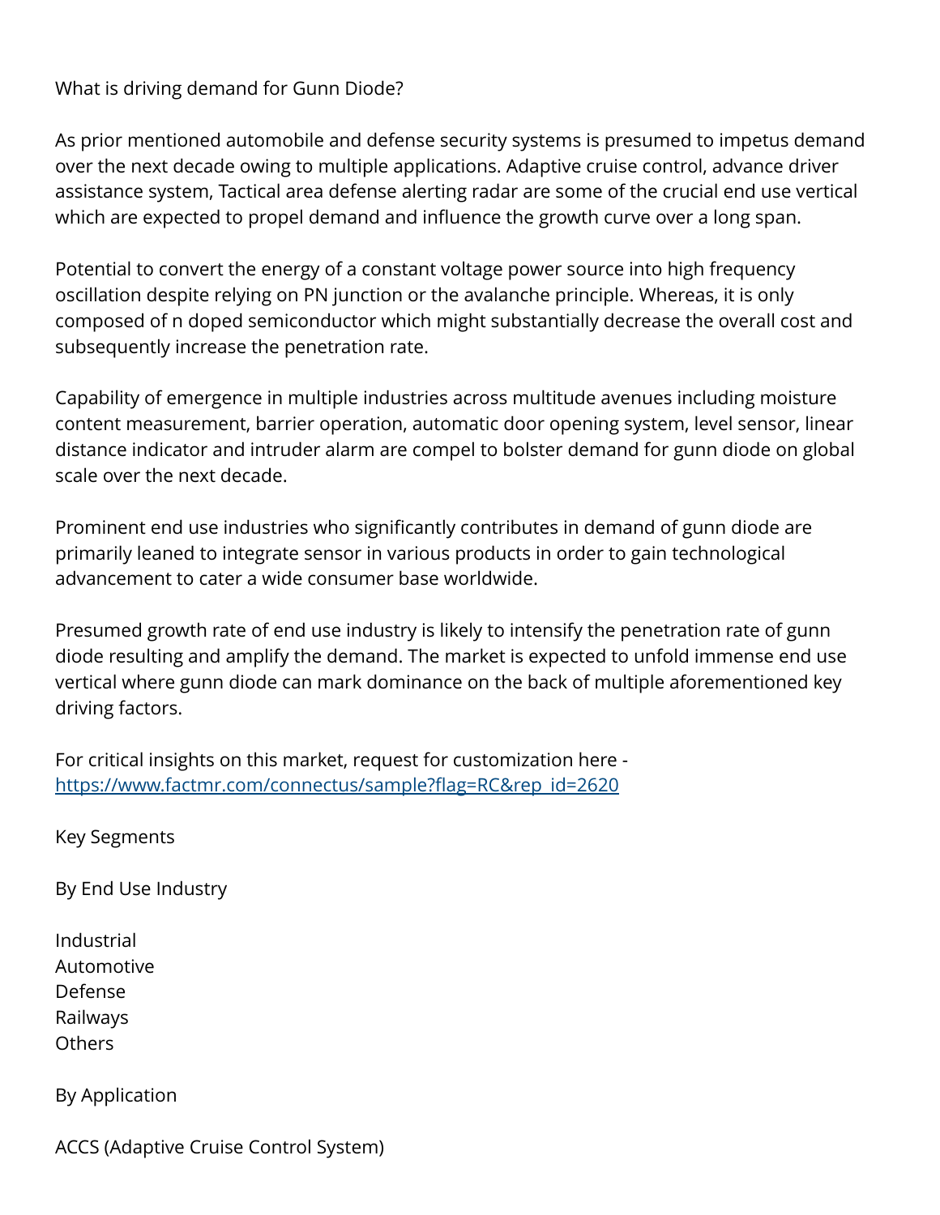What is driving demand for Gunn Diode?

As prior mentioned automobile and defense security systems is presumed to impetus demand over the next decade owing to multiple applications. Adaptive cruise control, advance driver assistance system, Tactical area defense alerting radar are some of the crucial end use vertical which are expected to propel demand and influence the growth curve over a long span.

Potential to convert the energy of a constant voltage power source into high frequency oscillation despite relying on PN junction or the avalanche principle. Whereas, it is only composed of n doped semiconductor which might substantially decrease the overall cost and subsequently increase the penetration rate.

Capability of emergence in multiple industries across multitude avenues including moisture content measurement, barrier operation, automatic door opening system, level sensor, linear distance indicator and intruder alarm are compel to bolster demand for gunn diode on global scale over the next decade.

Prominent end use industries who significantly contributes in demand of gunn diode are primarily leaned to integrate sensor in various products in order to gain technological advancement to cater a wide consumer base worldwide.

Presumed growth rate of end use industry is likely to intensify the penetration rate of gunn diode resulting and amplify the demand. The market is expected to unfold immense end use vertical where gunn diode can mark dominance on the back of multiple aforementioned key driving factors.

For critical insights on this market, request for customization here - [https://www.factmr.com/connectus/sample?flag=RC&rep_id=2620](https://www.factmr.com/connectus/sample?flag=RC&rep_id=2620)

Key Segments

By End Use Industry

Industrial
Automotive
Defense
Railways
Others

By Application

ACCS (Adaptive Cruise Control System)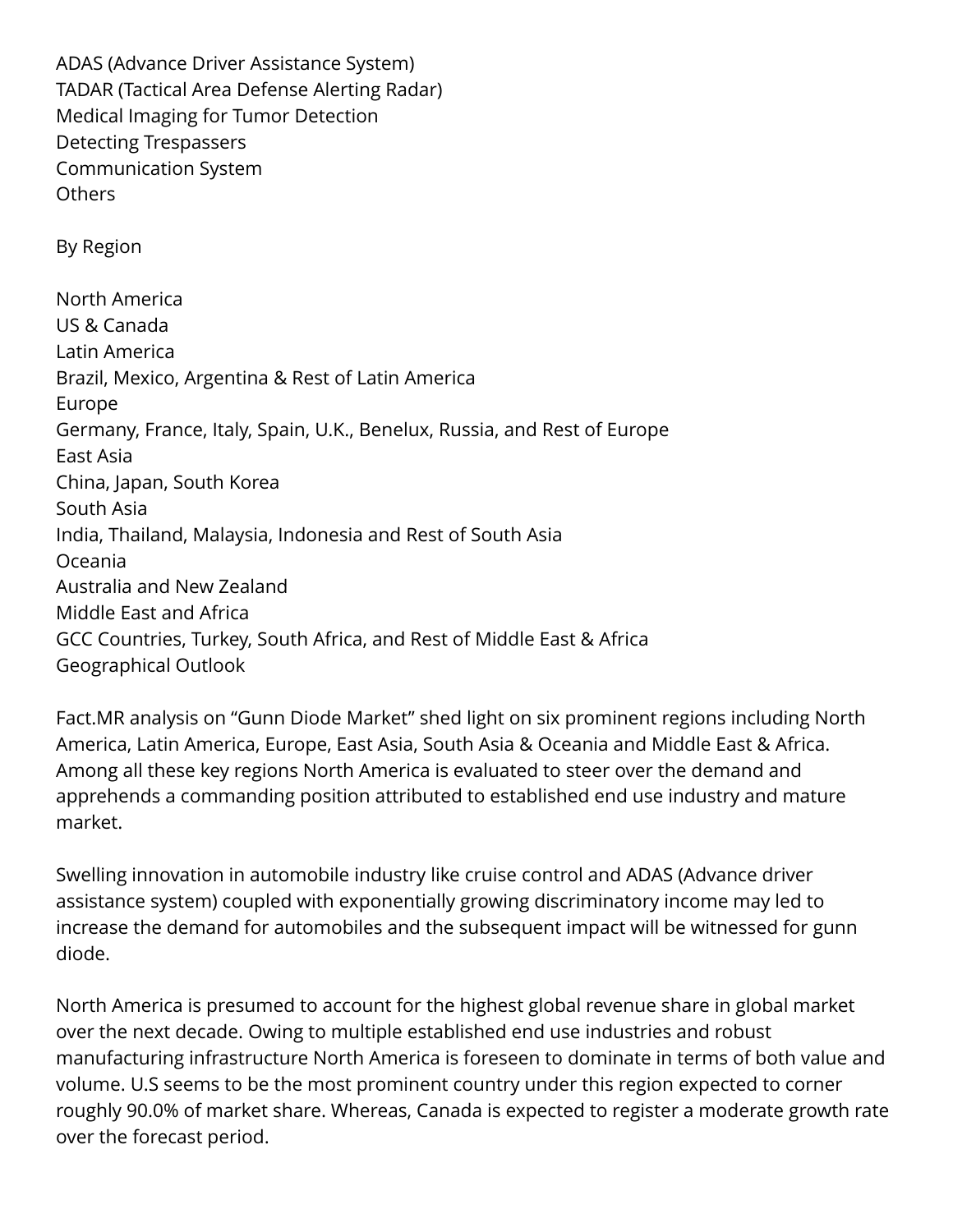ADAS (Advance Driver Assistance System)
TADAR (Tactical Area Defense Alerting Radar)
Medical Imaging for Tumor Detection
Detecting Trespassers
Communication System
Others

By Region

North America
US & Canada
Latin America
Brazil, Mexico, Argentina & Rest of Latin America
Europe
Germany, France, Italy, Spain, U.K., Benelux, Russia, and Rest of Europe
East Asia
China, Japan, South Korea
South Asia
India, Thailand, Malaysia, Indonesia and Rest of South Asia
Oceania
Australia and New Zealand
Middle East and Africa
GCC Countries, Turkey, South Africa, and Rest of Middle East & Africa
Geographical Outlook

Fact.MR analysis on “Gunn Diode Market” shed light on six prominent regions including North America, Latin America, Europe, East Asia, South Asia & Oceania and Middle East & Africa. Among all these key regions North America is evaluated to steer over the demand and apprehends a commanding position attributed to established end use industry and mature market.

Swelling innovation in automobile industry like cruise control and ADAS (Advance driver assistance system) coupled with exponentially growing discriminatory income may led to increase the demand for automobiles and the subsequent impact will be witnessed for gunn diode.

North America is presumed to account for the highest global revenue share in global market over the next decade. Owing to multiple established end use industries and robust manufacturing infrastructure North America is foreseen to dominate in terms of both value and volume. U.S seems to be the most prominent country under this region expected to corner roughly 90.0% of market share. Whereas, Canada is expected to register a moderate growth rate over the forecast period.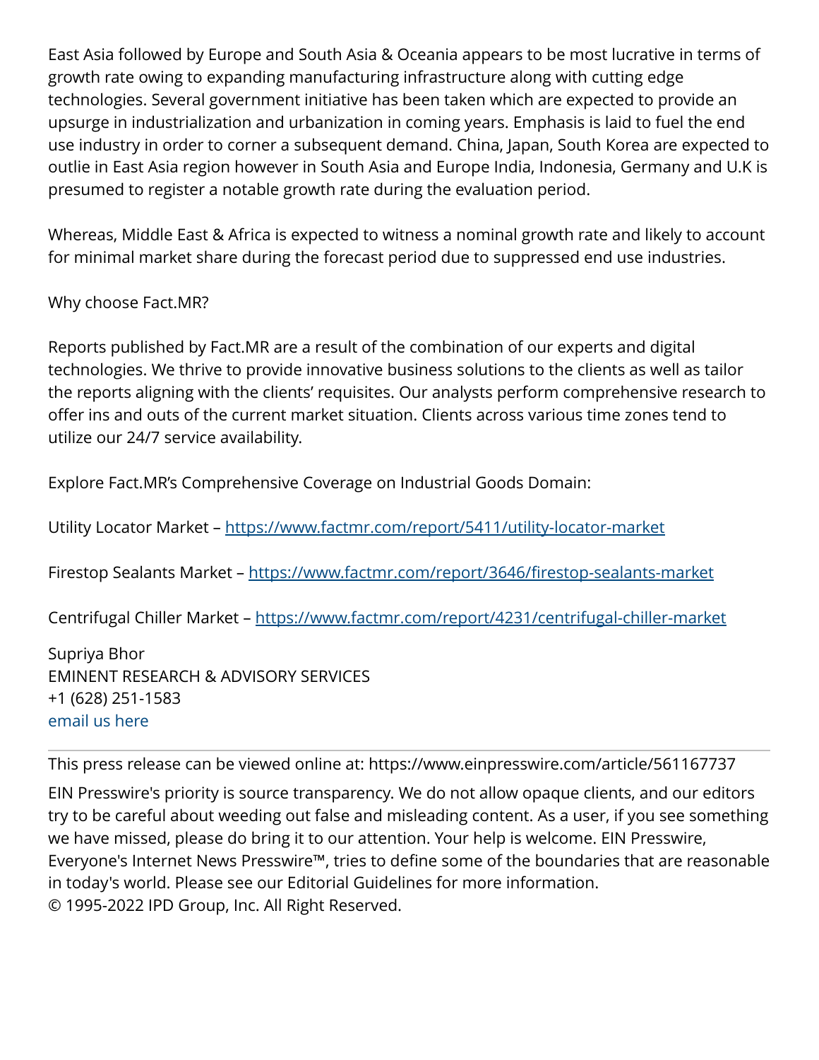East Asia followed by Europe and South Asia & Oceania appears to be most lucrative in terms of growth rate owing to expanding manufacturing infrastructure along with cutting edge technologies. Several government initiative has been taken which are expected to provide an upsurge in industrialization and urbanization in coming years. Emphasis is laid to fuel the end use industry in order to corner a subsequent demand. China, Japan, South Korea are expected to outlie in East Asia region however in South Asia and Europe India, Indonesia, Germany and U.K is presumed to register a notable growth rate during the evaluation period.

Whereas, Middle East & Africa is expected to witness a nominal growth rate and likely to account for minimal market share during the forecast period due to suppressed end use industries.

Why choose Fact.MR?

Reports published by Fact.MR are a result of the combination of our experts and digital technologies. We thrive to provide innovative business solutions to the clients as well as tailor the reports aligning with the clients' requisites. Our analysts perform comprehensive research to offer ins and outs of the current market situation. Clients across various time zones tend to utilize our 24/7 service availability.

Explore Fact.MR's Comprehensive Coverage on Industrial Goods Domain:

Utility Locator Market – https://www.factmr.com/report/5411/utility-locator-market

Firestop Sealants Market – https://www.factmr.com/report/3646/firestop-sealants-market

Centrifugal Chiller Market – https://www.factmr.com/report/4231/centrifugal-chiller-market

Supriya Bhor
EMINENT RESEARCH & ADVISORY SERVICES
+1 (628) 251-1583
email us here

---

This press release can be viewed online at: https://www.einpresswire.com/article/561167737

EIN Presswire's priority is source transparency. We do not allow opaque clients, and our editors try to be careful about weeding out false and misleading content. As a user, if you see something we have missed, please do bring it to our attention. Your help is welcome. EIN Presswire, Everyone's Internet News Presswire™, tries to define some of the boundaries that are reasonable in today's world. Please see our Editorial Guidelines for more information.
© 1995-2022 IPD Group, Inc. All Right Reserved.